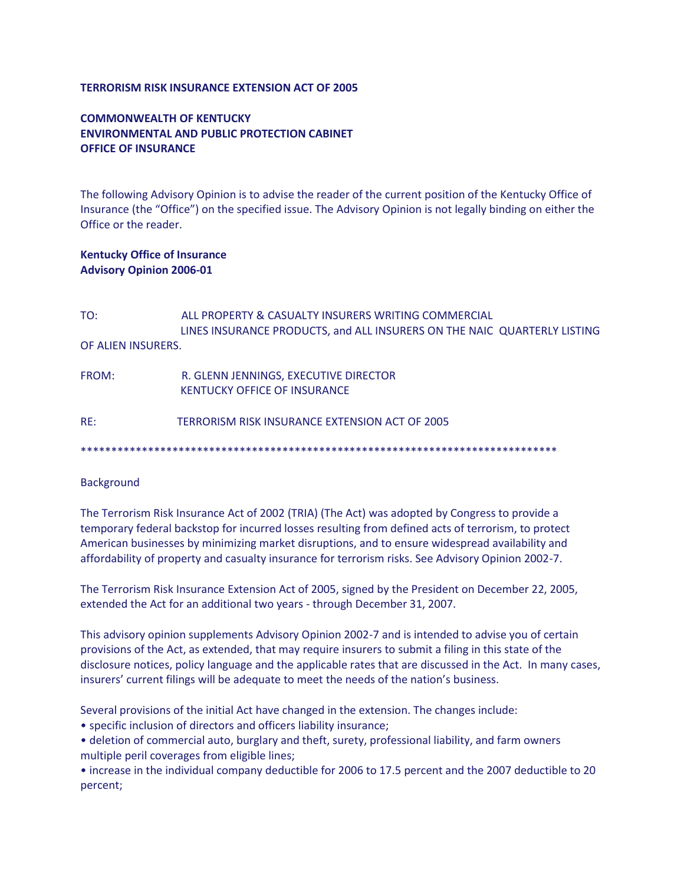**TERRORISM RISK INSURANCE EXTENSION ACT OF 2005**

**COMMONWEALTH OF KENTUCKY**
**ENVIRONMENTAL AND PUBLIC PROTECTION CABINET**
**OFFICE OF INSURANCE**

The following Advisory Opinion is to advise the reader of the current position of the Kentucky Office of Insurance (the "Office") on the specified issue. The Advisory Opinion is not legally binding on either the Office or the reader.

**Kentucky Office of Insurance**
**Advisory Opinion 2006-01**

TO: ALL PROPERTY & CASUALTY INSURERS WRITING COMMERCIAL LINES INSURANCE PRODUCTS, and ALL INSURERS ON THE NAIC QUARTERLY LISTING OF ALIEN INSURERS.

FROM: R. GLENN JENNINGS, EXECUTIVE DIRECTOR
KENTUCKY OFFICE OF INSURANCE

RE: TERRORISM RISK INSURANCE EXTENSION ACT OF 2005

********************************************************************************

Background

The Terrorism Risk Insurance Act of 2002 (TRIA) (The Act) was adopted by Congress to provide a temporary federal backstop for incurred losses resulting from defined acts of terrorism, to protect American businesses by minimizing market disruptions, and to ensure widespread availability and affordability of property and casualty insurance for terrorism risks. See Advisory Opinion 2002-7.

The Terrorism Risk Insurance Extension Act of 2005, signed by the President on December 22, 2005, extended the Act for an additional two years - through December 31, 2007.

This advisory opinion supplements Advisory Opinion 2002-7 and is intended to advise you of certain provisions of the Act, as extended, that may require insurers to submit a filing in this state of the disclosure notices, policy language and the applicable rates that are discussed in the Act. In many cases, insurers' current filings will be adequate to meet the needs of the nation's business.

Several provisions of the initial Act have changed in the extension. The changes include:

- specific inclusion of directors and officers liability insurance;
- deletion of commercial auto, burglary and theft, surety, professional liability, and farm owners multiple peril coverages from eligible lines;
- increase in the individual company deductible for 2006 to 17.5 percent and the 2007 deductible to 20 percent;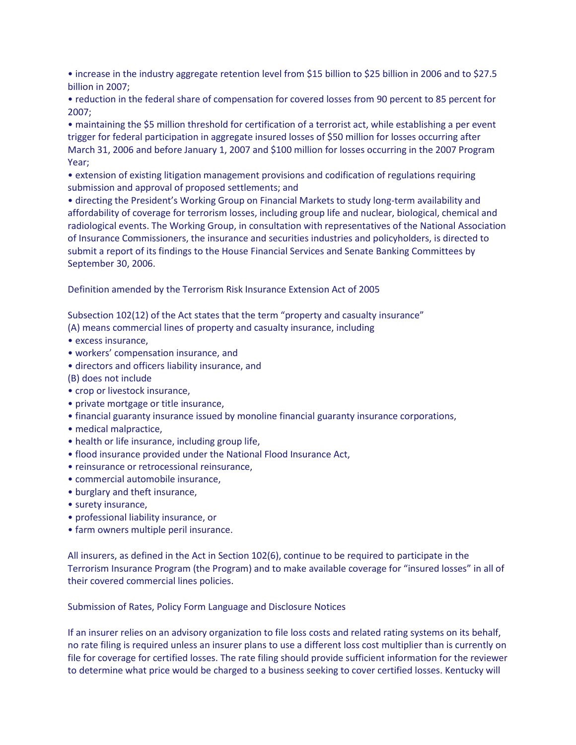- increase in the industry aggregate retention level from $15 billion to $25 billion in 2006 and to $27.5 billion in 2007;
- reduction in the federal share of compensation for covered losses from 90 percent to 85 percent for 2007;
- maintaining the $5 million threshold for certification of a terrorist act, while establishing a per event trigger for federal participation in aggregate insured losses of $50 million for losses occurring after March 31, 2006 and before January 1, 2007 and $100 million for losses occurring in the 2007 Program Year;
- extension of existing litigation management provisions and codification of regulations requiring submission and approval of proposed settlements; and
- directing the President's Working Group on Financial Markets to study long-term availability and affordability of coverage for terrorism losses, including group life and nuclear, biological, chemical and radiological events. The Working Group, in consultation with representatives of the National Association of Insurance Commissioners, the insurance and securities industries and policyholders, is directed to submit a report of its findings to the House Financial Services and Senate Banking Committees by September 30, 2006.

Definition amended by the Terrorism Risk Insurance Extension Act of 2005

Subsection 102(12) of the Act states that the term "property and casualty insurance"

(A) means commercial lines of property and casualty insurance, including

- excess insurance,
- workers' compensation insurance, and
- directors and officers liability insurance, and

(B) does not include

- crop or livestock insurance,
- private mortgage or title insurance,
- financial guaranty insurance issued by monoline financial guaranty insurance corporations,
- medical malpractice,
- health or life insurance, including group life,
- flood insurance provided under the National Flood Insurance Act,
- reinsurance or retrocessional reinsurance,
- commercial automobile insurance,
- burglary and theft insurance,
- surety insurance,
- professional liability insurance, or
- farm owners multiple peril insurance.

All insurers, as defined in the Act in Section 102(6), continue to be required to participate in the Terrorism Insurance Program (the Program) and to make available coverage for "insured losses" in all of their covered commercial lines policies.

Submission of Rates, Policy Form Language and Disclosure Notices

If an insurer relies on an advisory organization to file loss costs and related rating systems on its behalf, no rate filing is required unless an insurer plans to use a different loss cost multiplier than is currently on file for coverage for certified losses. The rate filing should provide sufficient information for the reviewer to determine what price would be charged to a business seeking to cover certified losses. Kentucky will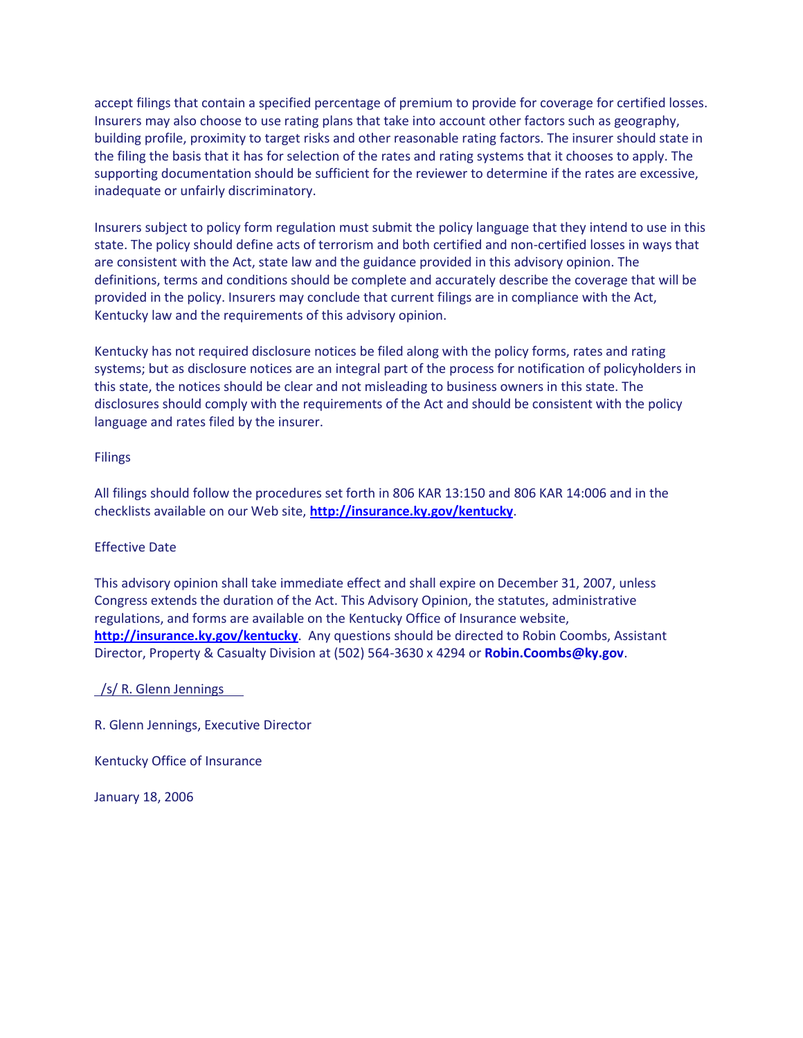accept filings that contain a specified percentage of premium to provide for coverage for certified losses. Insurers may also choose to use rating plans that take into account other factors such as geography, building profile, proximity to target risks and other reasonable rating factors. The insurer should state in the filing the basis that it has for selection of the rates and rating systems that it chooses to apply. The supporting documentation should be sufficient for the reviewer to determine if the rates are excessive, inadequate or unfairly discriminatory.

Insurers subject to policy form regulation must submit the policy language that they intend to use in this state. The policy should define acts of terrorism and both certified and non-certified losses in ways that are consistent with the Act, state law and the guidance provided in this advisory opinion. The definitions, terms and conditions should be complete and accurately describe the coverage that will be provided in the policy. Insurers may conclude that current filings are in compliance with the Act, Kentucky law and the requirements of this advisory opinion.

Kentucky has not required disclosure notices be filed along with the policy forms, rates and rating systems; but as disclosure notices are an integral part of the process for notification of policyholders in this state, the notices should be clear and not misleading to business owners in this state. The disclosures should comply with the requirements of the Act and should be consistent with the policy language and rates filed by the insurer.

Filings

All filings should follow the procedures set forth in 806 KAR 13:150 and 806 KAR 14:006 and in the checklists available on our Web site, **http://insurance.ky.gov/kentucky**.

Effective Date

This advisory opinion shall take immediate effect and shall expire on December 31, 2007, unless Congress extends the duration of the Act. This Advisory Opinion, the statutes, administrative regulations, and forms are available on the Kentucky Office of Insurance website, **http://insurance.ky.gov/kentucky**. Any questions should be directed to Robin Coombs, Assistant Director, Property & Casualty Division at (502) 564-3630 x 4294 or **Robin.Coombs@ky.gov**.

/s/ R. Glenn Jennings

R. Glenn Jennings, Executive Director

Kentucky Office of Insurance

January 18, 2006